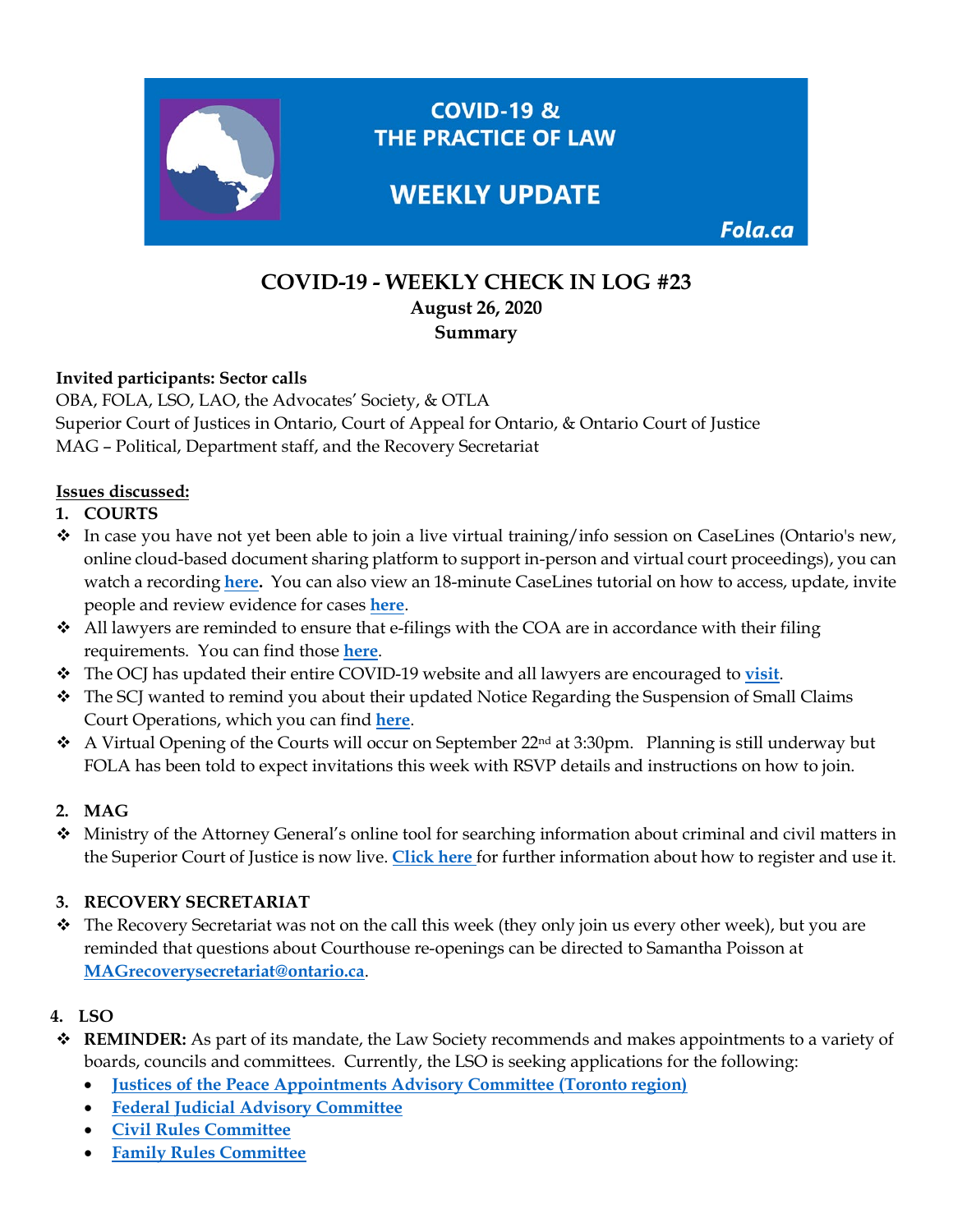COVID-19 & THE PRACTICE OF LAW

WEEKLY UPDATE

Fola.ca

# COVID-19 - WEEKLY CHECK IN LOG #23

**August 26, 2020**

**Summary**

**Invited participants: Sector calls**

OBA, FOLA, LSO, LAO, the Advocates' Society, & OTLA
Superior Court of Justices in Ontario, Court of Appeal for Ontario, & Ontario Court of Justice
MAG – Political, Department staff, and the Recovery Secretariat

**Issues discussed:**

## 1. COURTS

- In case you have not yet been able to join a live virtual training/info session on CaseLines (Ontario's new, online cloud-based document sharing platform to support in-person and virtual court proceedings), you can watch a recording **here**. You can also view an 18-minute CaseLines tutorial on how to access, update, invite people and review evidence for cases **here**.
- All lawyers are reminded to ensure that e-filings with the COA are in accordance with their filing requirements. You can find those **here**.
- The OCJ has updated their entire COVID-19 website and all lawyers are encouraged to **visit**.
- The SCJ wanted to remind you about their updated Notice Regarding the Suspension of Small Claims Court Operations, which you can find **here**.
- A Virtual Opening of the Courts will occur on September 22nd at 3:30pm. Planning is still underway but FOLA has been told to expect invitations this week with RSVP details and instructions on how to join.

## 2. MAG

- Ministry of the Attorney General's online tool for searching information about criminal and civil matters in the Superior Court of Justice is now live. **Click here** for further information about how to register and use it.

## 3. RECOVERY SECRETARIAT

- The Recovery Secretariat was not on the call this week (they only join us every other week), but you are reminded that questions about Courthouse re-openings can be directed to Samantha Poisson at **MAGrecoverysecretariat@ontario.ca**.

## 4. LSO

- **REMINDER:** As part of its mandate, the Law Society recommends and makes appointments to a variety of boards, councils and committees. Currently, the LSO is seeking applications for the following:
  - **Justices of the Peace Appointments Advisory Committee (Toronto region)**
  - **Federal Judicial Advisory Committee**
  - **Civil Rules Committee**
  - **Family Rules Committee**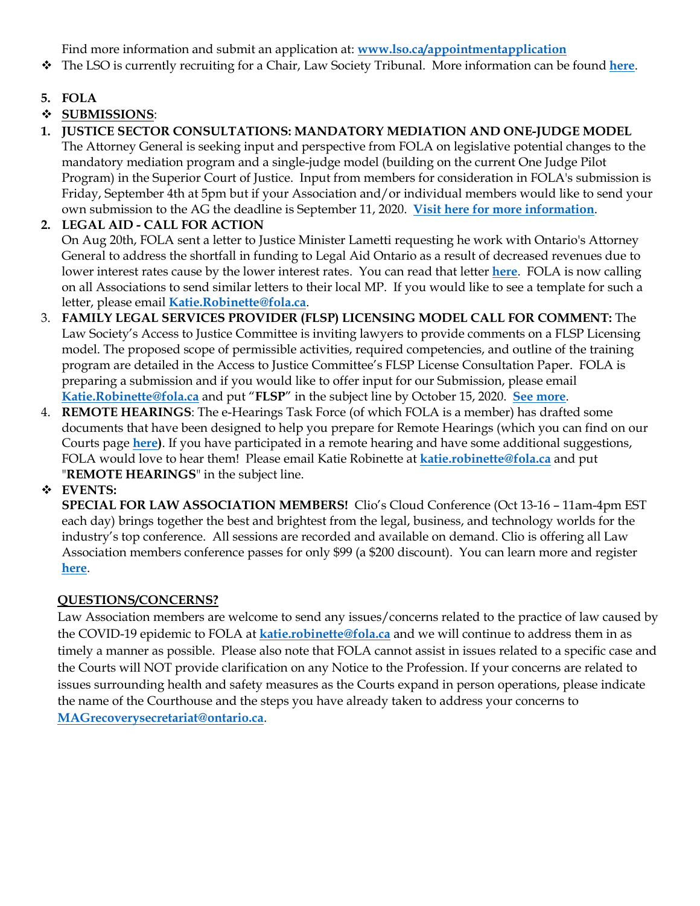Find more information and submit an application at: **www.lso.ca/appointmentapplication**

- The LSO is currently recruiting for a Chair, Law Society Tribunal. More information can be found **here**.

**5. FOLA**

- **SUBMISSIONS**:

**1. JUSTICE SECTOR CONSULTATIONS: MANDATORY MEDIATION AND ONE-JUDGE MODEL**
The Attorney General is seeking input and perspective from FOLA on legislative potential changes to the mandatory mediation program and a single-judge model (building on the current One Judge Pilot Program) in the Superior Court of Justice. Input from members for consideration in FOLA's submission is Friday, September 4th at 5pm but if your Association and/or individual members would like to send your own submission to the AG the deadline is September 11, 2020. **Visit here for more information**.

**2. LEGAL AID - CALL FOR ACTION**
On Aug 20th, FOLA sent a letter to Justice Minister Lametti requesting he work with Ontario's Attorney General to address the shortfall in funding to Legal Aid Ontario as a result of decreased revenues due to lower interest rates cause by the lower interest rates. You can read that letter **here**. FOLA is now calling on all Associations to send similar letters to their local MP. If you would like to see a template for such a letter, please email **Katie.Robinette@fola.ca**.

3. **FAMILY LEGAL SERVICES PROVIDER (FLSP) LICENSING MODEL CALL FOR COMMENT:** The Law Society's Access to Justice Committee is inviting lawyers to provide comments on a FLSP Licensing model. The proposed scope of permissible activities, required competencies, and outline of the training program are detailed in the Access to Justice Committee's FLSP License Consultation Paper. FOLA is preparing a submission and if you would like to offer input for our Submission, please email **Katie.Robinette@fola.ca** and put "**FLSP**" in the subject line by October 15, 2020. **See more**.

4. **REMOTE HEARINGS**: The e-Hearings Task Force (of which FOLA is a member) has drafted some documents that have been designed to help you prepare for Remote Hearings (which you can find on our Courts page **here**). If you have participated in a remote hearing and have some additional suggestions, FOLA would love to hear them! Please email Katie Robinette at **katie.robinette@fola.ca** and put "**REMOTE HEARINGS**" in the subject line.

- **EVENTS:**

**SPECIAL FOR LAW ASSOCIATION MEMBERS!** Clio's Cloud Conference (Oct 13-16 – 11am-4pm EST each day) brings together the best and brightest from the legal, business, and technology worlds for the industry's top conference. All sessions are recorded and available on demand. Clio is offering all Law Association members conference passes for only $99 (a $200 discount). You can learn more and register **here**.

**QUESTIONS/CONCERNS?**

Law Association members are welcome to send any issues/concerns related to the practice of law caused by the COVID-19 epidemic to FOLA at **katie.robinette@fola.ca** and we will continue to address them in as timely a manner as possible. Please also note that FOLA cannot assist in issues related to a specific case and the Courts will NOT provide clarification on any Notice to the Profession. If your concerns are related to issues surrounding health and safety measures as the Courts expand in person operations, please indicate the name of the Courthouse and the steps you have already taken to address your concerns to **MAGrecoverysecretariat@ontario.ca**.